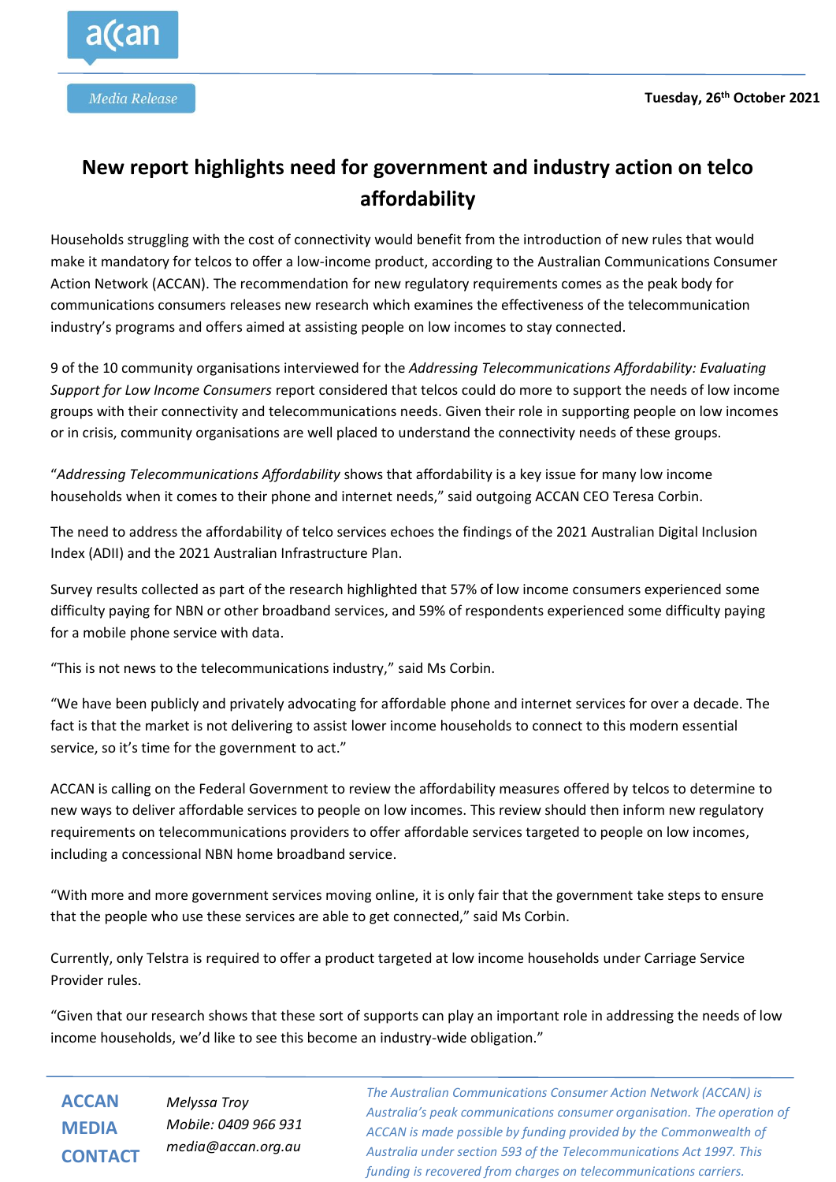Media Release

**Tuesday, 26th October 2021**

# New report highlights need for government and industry action on telco affordability

Households struggling with the cost of connectivity would benefit from the introduction of new rules that would make it mandatory for telcos to offer a low-income product, according to the Australian Communications Consumer Action Network (ACCAN). The recommendation for new regulatory requirements comes as the peak body for communications consumers releases new research which examines the effectiveness of the telecommunication industry's programs and offers aimed at assisting people on low incomes to stay connected.

9 of the 10 community organisations interviewed for the *Addressing Telecommunications Affordability: Evaluating Support for Low Income Consumers* report considered that telcos could do more to support the needs of low income groups with their connectivity and telecommunications needs. Given their role in supporting people on low incomes or in crisis, community organisations are well placed to understand the connectivity needs of these groups.

"*Addressing Telecommunications Affordability* shows that affordability is a key issue for many low income households when it comes to their phone and internet needs," said outgoing ACCAN CEO Teresa Corbin.

The need to address the affordability of telco services echoes the findings of the 2021 Australian Digital Inclusion Index (ADII) and the 2021 Australian Infrastructure Plan.

Survey results collected as part of the research highlighted that 57% of low income consumers experienced some difficulty paying for NBN or other broadband services, and 59% of respondents experienced some difficulty paying for a mobile phone service with data.

"This is not news to the telecommunications industry," said Ms Corbin.

"We have been publicly and privately advocating for affordable phone and internet services for over a decade. The fact is that the market is not delivering to assist lower income households to connect to this modern essential service, so it's time for the government to act."

ACCAN is calling on the Federal Government to review the affordability measures offered by telcos to determine to new ways to deliver affordable services to people on low incomes. This review should then inform new regulatory requirements on telecommunications providers to offer affordable services targeted to people on low incomes, including a concessional NBN home broadband service.

"With more and more government services moving online, it is only fair that the government take steps to ensure that the people who use these services are able to get connected," said Ms Corbin.

Currently, only Telstra is required to offer a product targeted at low income households under Carriage Service Provider rules.

"Given that our research shows that these sort of supports can play an important role in addressing the needs of low income households, we'd like to see this become an industry-wide obligation."

**ACCAN MEDIA CONTACT**

*Melyssa Troy*
*Mobile: 0409 966 931*
*media@accan.org.au*

*The Australian Communications Consumer Action Network (ACCAN) is Australia's peak communications consumer organisation. The operation of ACCAN is made possible by funding provided by the Commonwealth of Australia under section 593 of the Telecommunications Act 1997. This funding is recovered from charges on telecommunications carriers.*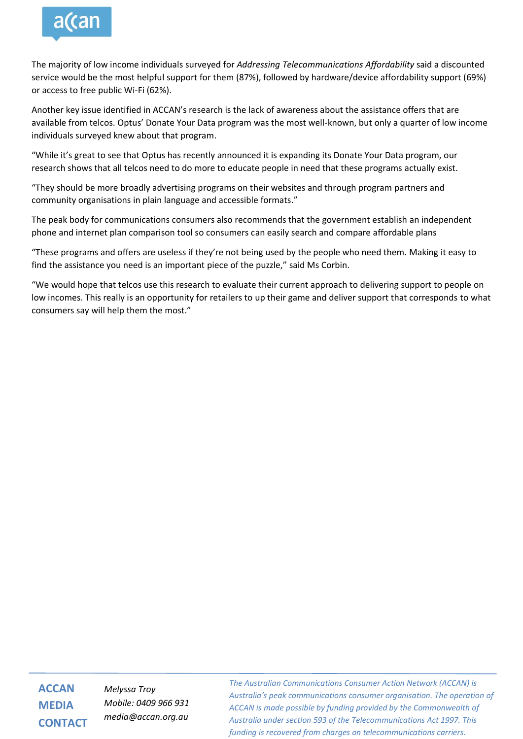The majority of low income individuals surveyed for *Addressing Telecommunications Affordability* said a discounted service would be the most helpful support for them (87%), followed by hardware/device affordability support (69%) or access to free public Wi-Fi (62%).

Another key issue identified in ACCAN's research is the lack of awareness about the assistance offers that are available from telcos. Optus' Donate Your Data program was the most well-known, but only a quarter of low income individuals surveyed knew about that program.

"While it's great to see that Optus has recently announced it is expanding its Donate Your Data program, our research shows that all telcos need to do more to educate people in need that these programs actually exist.

"They should be more broadly advertising programs on their websites and through program partners and community organisations in plain language and accessible formats."

The peak body for communications consumers also recommends that the government establish an independent phone and internet plan comparison tool so consumers can easily search and compare affordable plans

"These programs and offers are useless if they're not being used by the people who need them. Making it easy to find the assistance you need is an important piece of the puzzle," said Ms Corbin.

"We would hope that telcos use this research to evaluate their current approach to delivering support to people on low incomes. This really is an opportunity for retailers to up their game and deliver support that corresponds to what consumers say will help them the most."

**ACCAN MEDIA CONTACT**

*Melyssa Troy*
*Mobile: 0409 966 931*
*media@accan.org.au*

*The Australian Communications Consumer Action Network (ACCAN) is Australia's peak communications consumer organisation. The operation of ACCAN is made possible by funding provided by the Commonwealth of Australia under section 593 of the Telecommunications Act 1997. This funding is recovered from charges on telecommunications carriers.*